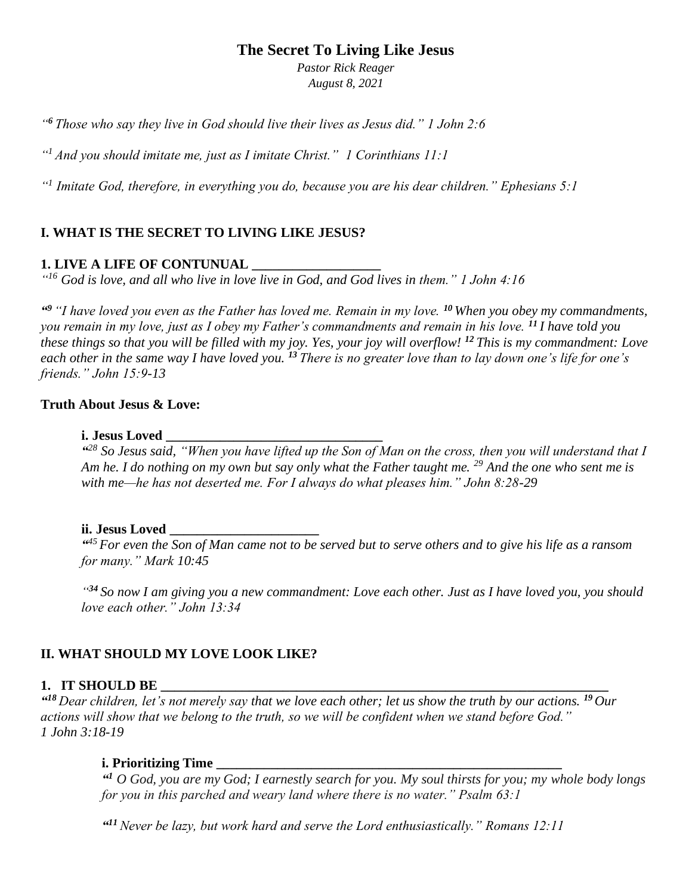# The Secret To Living Like Jesus

*Pastor Rick Reager*
*August 8, 2021*

*"[6] Those who say they live in God should live their lives as Jesus did." 1 John 2:6*

*"[1] And you should imitate me, just as I imitate Christ." 1 Corinthians 11:1*

*"[1] Imitate God, therefore, in everything you do, because you are his dear children." Ephesians 5:1*

## I. WHAT IS THE SECRET TO LIVING LIKE JESUS?

**1. LIVE A LIFE OF CONTUNUAL ___________________**

*"[16] God is love, and all who live in love live in God, and God lives in them." 1 John 4:16*

*"[9] "I have loved you even as the Father has loved me. Remain in my love. [10] When you obey my commandments, you remain in my love, just as I obey my Father's commandments and remain in his love. [11] I have told you these things so that you will be filled with my joy. Yes, your joy will overflow! [12] This is my commandment: Love each other in the same way I have loved you. [13] There is no greater love than to lay down one's life for one's friends." John 15:9-13*

**Truth About Jesus & Love:**

**i. Jesus Loved ________________________________**

*"[28] So Jesus said, "When you have lifted up the Son of Man on the cross, then you will understand that I Am he. I do nothing on my own but say only what the Father taught me. [29] And the one who sent me is with me—he has not deserted me. For I always do what pleases him." John 8:28-29*

**ii. Jesus Loved ______________________**

*"[45] For even the Son of Man came not to be served but to serve others and to give his life as a ransom for many." Mark 10:45*

*"[34] So now I am giving you a new commandment: Love each other. Just as I have loved you, you should love each other." John 13:34*

## II. WHAT SHOULD MY LOVE LOOK LIKE?

**1. IT SHOULD BE _____________________________________________________________________**

*"[18] Dear children, let's not merely say that we love each other; let us show the truth by our actions. [19] Our actions will show that we belong to the truth, so we will be confident when we stand before God." 1 John 3:18-19*

**i. Prioritizing Time _____________________________________________________**

*"[1] O God, you are my God; I earnestly search for you. My soul thirsts for you; my whole body longs for you in this parched and weary land where there is no water." Psalm 63:1*

*"[11] Never be lazy, but work hard and serve the Lord enthusiastically." Romans 12:11*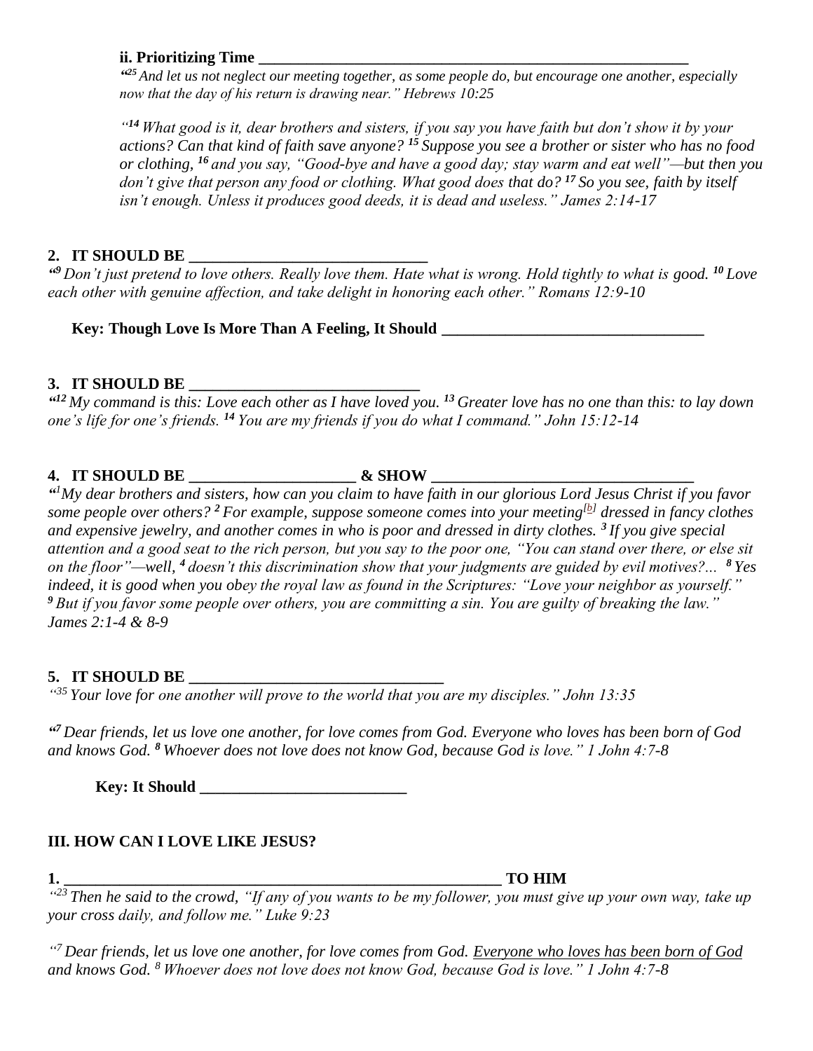**ii. Prioritizing Time ______________________________________________________**

*"[25] And let us not neglect our meeting together, as some people do, but encourage one another, especially now that the day of his return is drawing near." Hebrews 10:25*

*"[14] What good is it, dear brothers and sisters, if you say you have faith but don't show it by your actions? Can that kind of faith save anyone? [15] Suppose you see a brother or sister who has no food or clothing, [16] and you say, "Good-bye and have a good day; stay warm and eat well"—but then you don't give that person any food or clothing. What good does that do? [17] So you see, faith by itself isn't enough. Unless it produces good deeds, it is dead and useless." James 2:14-17*

**2. IT SHOULD BE ______________________________**

*"[9] Don't just pretend to love others. Really love them. Hate what is wrong. Hold tightly to what is good. [10] Love each other with genuine affection, and take delight in honoring each other." Romans 12:9-10*

**Key: Though Love Is More Than A Feeling, It Should _________________________________**

**3. IT SHOULD BE _____________________________**

*"[12] My command is this: Love each other as I have loved you. [13] Greater love has no one than this: to lay down one's life for one's friends. [14] You are my friends if you do what I command." John 15:12-14*

**4. IT SHOULD BE ____________________ & SHOW _________________________________**

*"[1] My dear brothers and sisters, how can you claim to have faith in our glorious Lord Jesus Christ if you favor some people over others? [2] For example, suppose someone comes into your meeting[b] dressed in fancy clothes and expensive jewelry, and another comes in who is poor and dressed in dirty clothes. [3] If you give special attention and a good seat to the rich person, but you say to the poor one, "You can stand over there, or else sit on the floor"—well, [4] doesn't this discrimination show that your judgments are guided by evil motives?... [8] Yes indeed, it is good when you obey the royal law as found in the Scriptures: "Love your neighbor as yourself." [9] But if you favor some people over others, you are committing a sin. You are guilty of breaking the law." James 2:1-4 & 8-9*

**5. IT SHOULD BE ________________________________**

*"[35] Your love for one another will prove to the world that you are my disciples." John 13:35*

*"[7] Dear friends, let us love one another, for love comes from God. Everyone who loves has been born of God and knows God. [8] Whoever does not love does not know God, because God is love." 1 John 4:7-8*

**Key: It Should __________________________**

## III. HOW CAN I LOVE LIKE JESUS?

**1. _________________________________________________________ TO HIM**

*"[23] Then he said to the crowd, "If any of you wants to be my follower, you must give up your own way, take up your cross daily, and follow me." Luke 9:23*

*"[7] Dear friends, let us love one another, for love comes from God. <u>Everyone who loves has been born of God</u> and knows God. [8] Whoever does not love does not know God, because God is love." 1 John 4:7-8*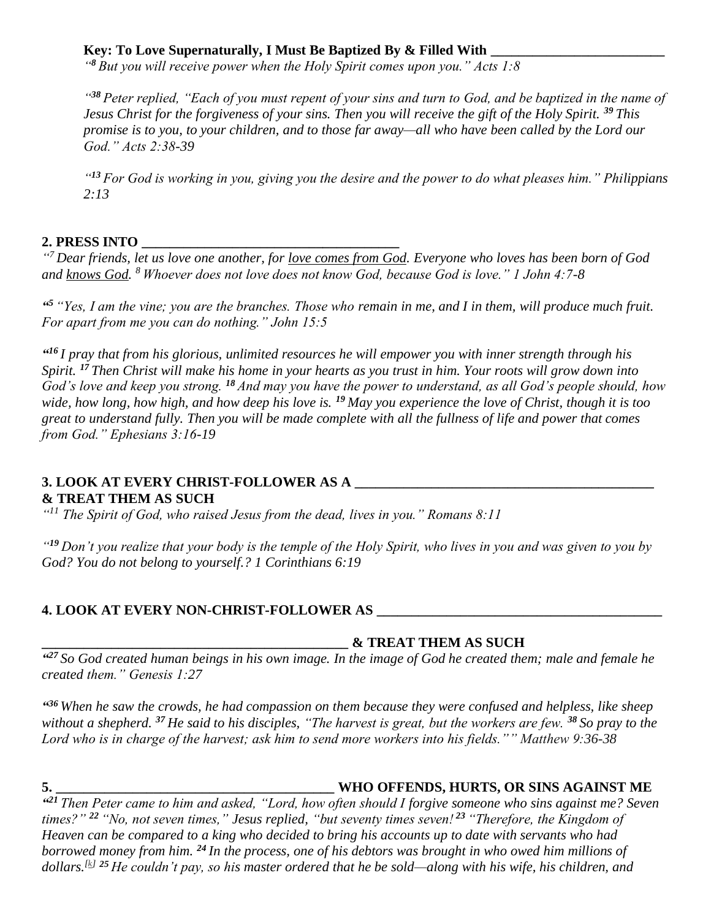**Key: To Love Supernaturally, I Must Be Baptized By & Filled With \_\_\_\_\_\_\_\_\_\_\_\_\_\_\_\_\_\_\_\_\_\_\_\_\_**

*"[8] But you will receive power when the Holy Spirit comes upon you." Acts 1:8*

*"[38] Peter replied, "Each of you must repent of your sins and turn to God, and be baptized in the name of Jesus Christ for the forgiveness of your sins. Then you will receive the gift of the Holy Spirit. [39] This promise is to you, to your children, and to those far away—all who have been called by the Lord our God." Acts 2:38-39*

*"[13] For God is working in you, giving you the desire and the power to do what pleases him." Philippians 2:13*

**2. PRESS INTO \_\_\_\_\_\_\_\_\_\_\_\_\_\_\_\_\_\_\_\_\_\_\_\_\_\_\_\_\_\_\_\_\_\_\_\_\_**

*"[7] Dear friends, let us love one another, for <u>love comes from God</u>. Everyone who loves has been born of God and <u>knows God</u>. [8] Whoever does not love does not know God, because God is love." 1 John 4:7-8*

*"[5] "Yes, I am the vine; you are the branches. Those who remain in me, and I in them, will produce much fruit. For apart from me you can do nothing." John 15:5*

*"[16] I pray that from his glorious, unlimited resources he will empower you with inner strength through his Spirit. [17] Then Christ will make his home in your hearts as you trust in him. Your roots will grow down into God's love and keep you strong. [18] And may you have the power to understand, as all God's people should, how wide, how long, how high, and how deep his love is. [19] May you experience the love of Christ, though it is too great to understand fully. Then you will be made complete with all the fullness of life and power that comes from God." Ephesians 3:16-19*

**3. LOOK AT EVERY CHRIST-FOLLOWER AS A \_\_\_\_\_\_\_\_\_\_\_\_\_\_\_\_\_\_\_\_\_\_\_\_\_\_\_\_\_\_\_\_\_\_\_\_\_\_\_\_\_\_\_\_ & TREAT THEM AS SUCH**

*"[11] The Spirit of God, who raised Jesus from the dead, lives in you." Romans 8:11*

*"[19] Don't you realize that your body is the temple of the Holy Spirit, who lives in you and was given to you by God? You do not belong to yourself.? 1 Corinthians 6:19*

**4. LOOK AT EVERY NON-CHRIST-FOLLOWER AS \_\_\_\_\_\_\_\_\_\_\_\_\_\_\_\_\_\_\_\_\_\_\_\_\_\_\_\_\_\_\_\_\_\_\_\_\_\_\_\_\_**

**\_\_\_\_\_\_\_\_\_\_\_\_\_\_\_\_\_\_\_\_\_\_\_\_\_\_\_\_\_\_\_\_\_\_\_\_\_\_\_\_\_\_\_\_\_ & TREAT THEM AS SUCH**

*"[27] So God created human beings in his own image. In the image of God he created them; male and female he created them." Genesis 1:27*

*"[36] When he saw the crowds, he had compassion on them because they were confused and helpless, like sheep without a shepherd. [37] He said to his disciples, "The harvest is great, but the workers are few. [38] So pray to the Lord who is in charge of the harvest; ask him to send more workers into his fields."" Matthew 9:36-38*

**5. \_\_\_\_\_\_\_\_\_\_\_\_\_\_\_\_\_\_\_\_\_\_\_\_\_\_\_\_\_\_\_\_\_\_\_\_\_\_\_\_\_\_ WHO OFFENDS, HURTS, OR SINS AGAINST ME**

*"[21] Then Peter came to him and asked, "Lord, how often should I forgive someone who sins against me? Seven times?" [22] "No, not seven times," Jesus replied, "but seventy times seven! [23] "Therefore, the Kingdom of Heaven can be compared to a king who decided to bring his accounts up to date with servants who had borrowed money from him. [24] In the process, one of his debtors was brought in who owed him millions of dollars.[k] [25] He couldn't pay, so his master ordered that he be sold—along with his wife, his children, and*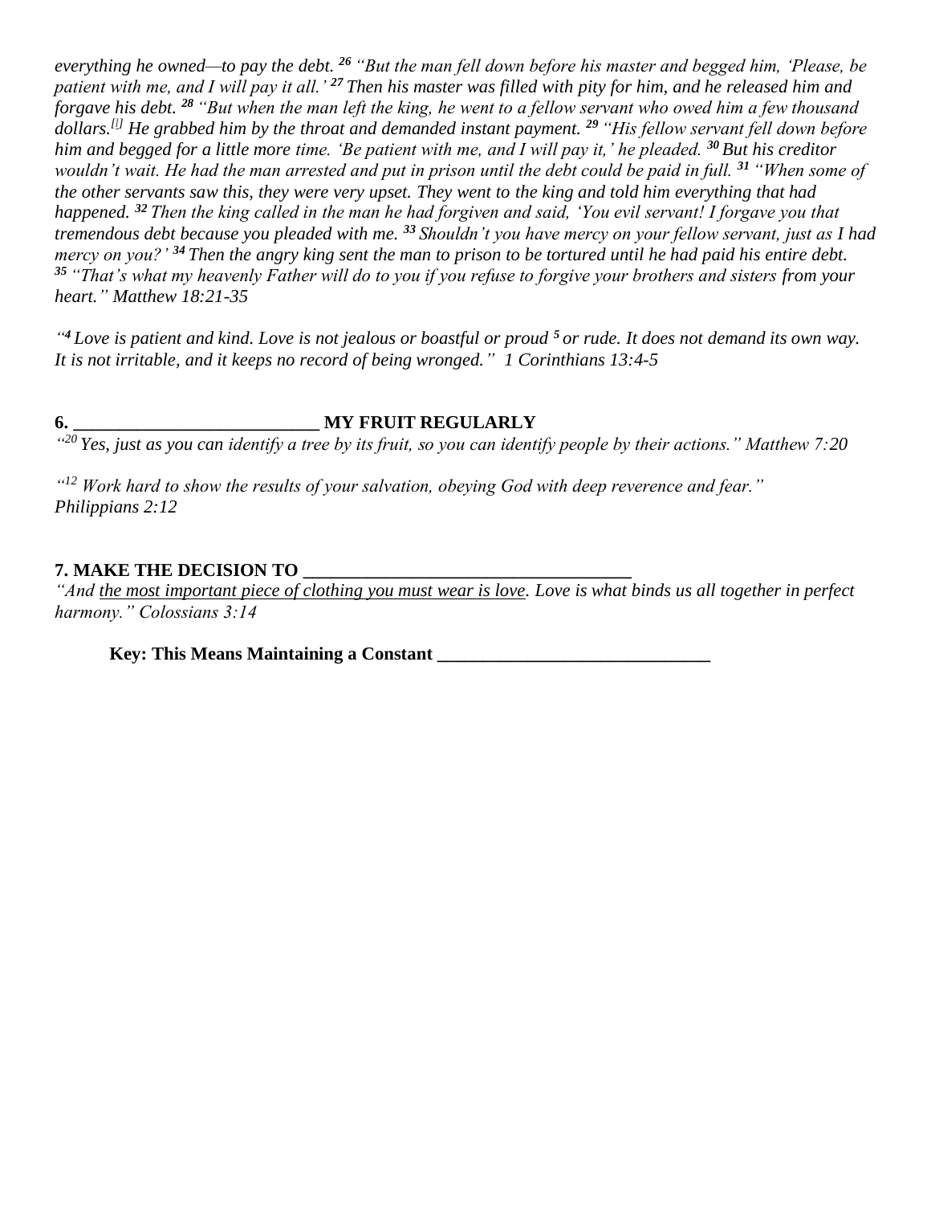*everything he owned—to pay the debt. 26 "But the man fell down before his master and begged him, 'Please, be patient with me, and I will pay it all.' 27 Then his master was filled with pity for him, and he released him and forgave his debt. 28 "But when the man left the king, he went to a fellow servant who owed him a few thousand dollars.[j] He grabbed him by the throat and demanded instant payment. 29 "His fellow servant fell down before him and begged for a little more time. 'Be patient with me, and I will pay it,' he pleaded. 30 But his creditor wouldn't wait. He had the man arrested and put in prison until the debt could be paid in full. 31 "When some of the other servants saw this, they were very upset. They went to the king and told him everything that had happened. 32 Then the king called in the man he had forgiven and said, 'You evil servant! I forgave you that tremendous debt because you pleaded with me. 33 Shouldn't you have mercy on your fellow servant, just as I had mercy on you?' 34 Then the angry king sent the man to prison to be tortured until he had paid his entire debt. 35 "That's what my heavenly Father will do to you if you refuse to forgive your brothers and sisters from your heart." Matthew 18:21-35*

*"4 Love is patient and kind. Love is not jealous or boastful or proud 5 or rude. It does not demand its own way. It is not irritable, and it keeps no record of being wronged." 1 Corinthians 13:4-5*

**6. ___________________________ MY FRUIT REGULARLY**

*"20 Yes, just as you can identify a tree by its fruit, so you can identify people by their actions." Matthew 7:20*

*"12 Work hard to show the results of your salvation, obeying God with deep reverence and fear." Philippians 2:12*

**7. MAKE THE DECISION TO ____________________________________**

*"And <u>the most important piece of clothing you must wear is love</u>. Love is what binds us all together in perfect harmony." Colossians 3:14*

**Key: This Means Maintaining a Constant ______________________________**